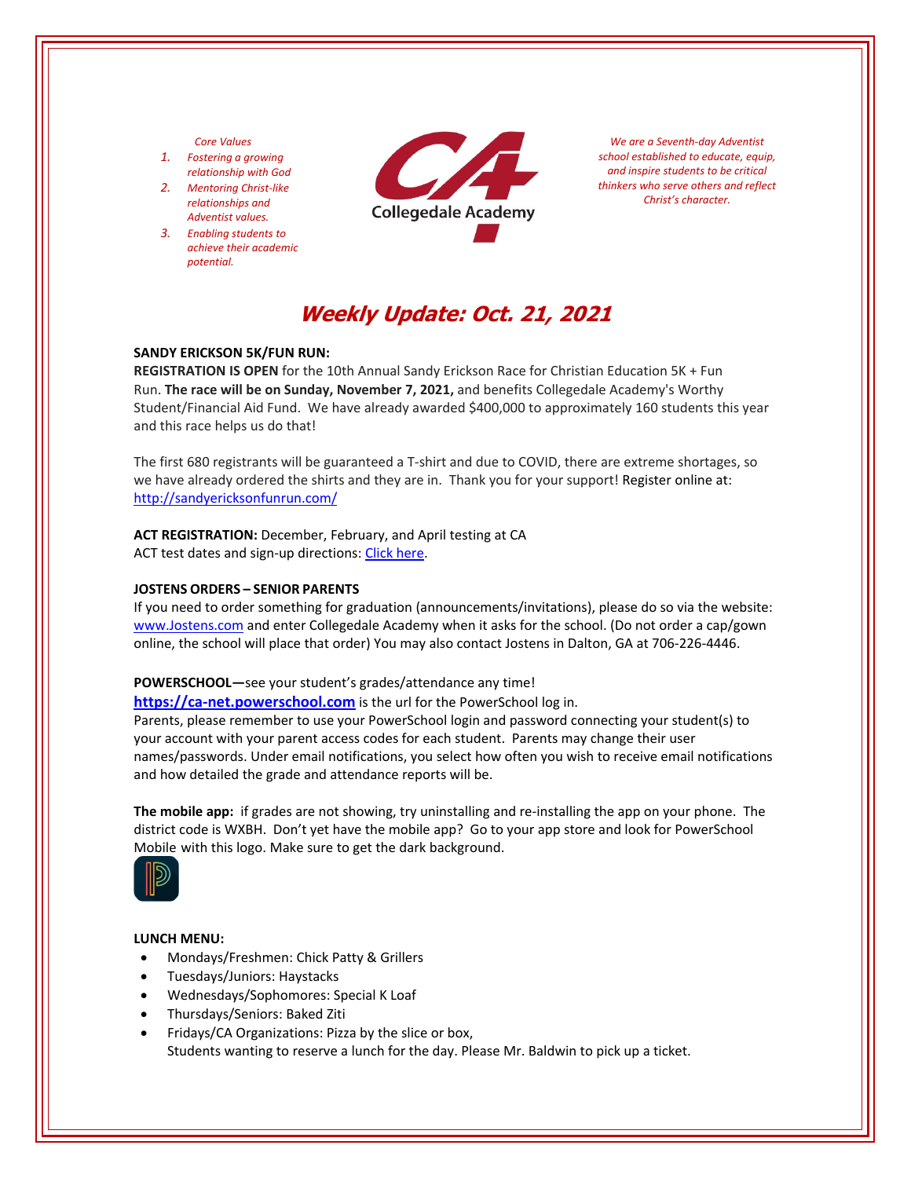*Core Values*

1. *Fostering a growing relationship with God*
2. *Mentoring Christ-like relationships and Adventist values.*
3. *Enabling students to achieve their academic potential.*

Collegedale Academy

*We are a Seventh-day Adventist school established to educate, equip, and inspire students to be critical thinkers who serve others and reflect Christ's character.*

# *Weekly Update: Oct. 21, 2021*

**SANDY ERICKSON 5K/FUN RUN:**
**REGISTRATION IS OPEN** for the 10th Annual Sandy Erickson Race for Christian Education 5K + Fun Run. **The race will be on Sunday, November 7, 2021,** and benefits Collegedale Academy's Worthy Student/Financial Aid Fund. We have already awarded $400,000 to approximately 160 students this year and this race helps us do that!

The first 680 registrants will be guaranteed a T-shirt and due to COVID, there are extreme shortages, so we have already ordered the shirts and they are in. Thank you for your support! Register online at: http://sandyericksonfunrun.com/

**ACT REGISTRATION:** December, February, and April testing at CA
ACT test dates and sign-up directions: Click here.

**JOSTENS ORDERS – SENIOR PARENTS**
If you need to order something for graduation (announcements/invitations), please do so via the website: www.Jostens.com and enter Collegedale Academy when it asks for the school. (Do not order a cap/gown online, the school will place that order) You may also contact Jostens in Dalton, GA at 706-226-4446.

**POWERSCHOOL—**see your student's grades/attendance any time!
**https://ca-net.powerschool.com** is the url for the PowerSchool log in.
Parents, please remember to use your PowerSchool login and password connecting your student(s) to your account with your parent access codes for each student. Parents may change their user names/passwords. Under email notifications, you select how often you wish to receive email notifications and how detailed the grade and attendance reports will be.

**The mobile app:** if grades are not showing, try uninstalling and re-installing the app on your phone. The district code is WXBH. Don't yet have the mobile app? Go to your app store and look for PowerSchool Mobile with this logo. Make sure to get the dark background.

**LUNCH MENU:**

- Mondays/Freshmen: Chick Patty & Grillers
- Tuesdays/Juniors: Haystacks
- Wednesdays/Sophomores: Special K Loaf
- Thursdays/Seniors: Baked Ziti
- Fridays/CA Organizations: Pizza by the slice or box,
  Students wanting to reserve a lunch for the day. Please Mr. Baldwin to pick up a ticket.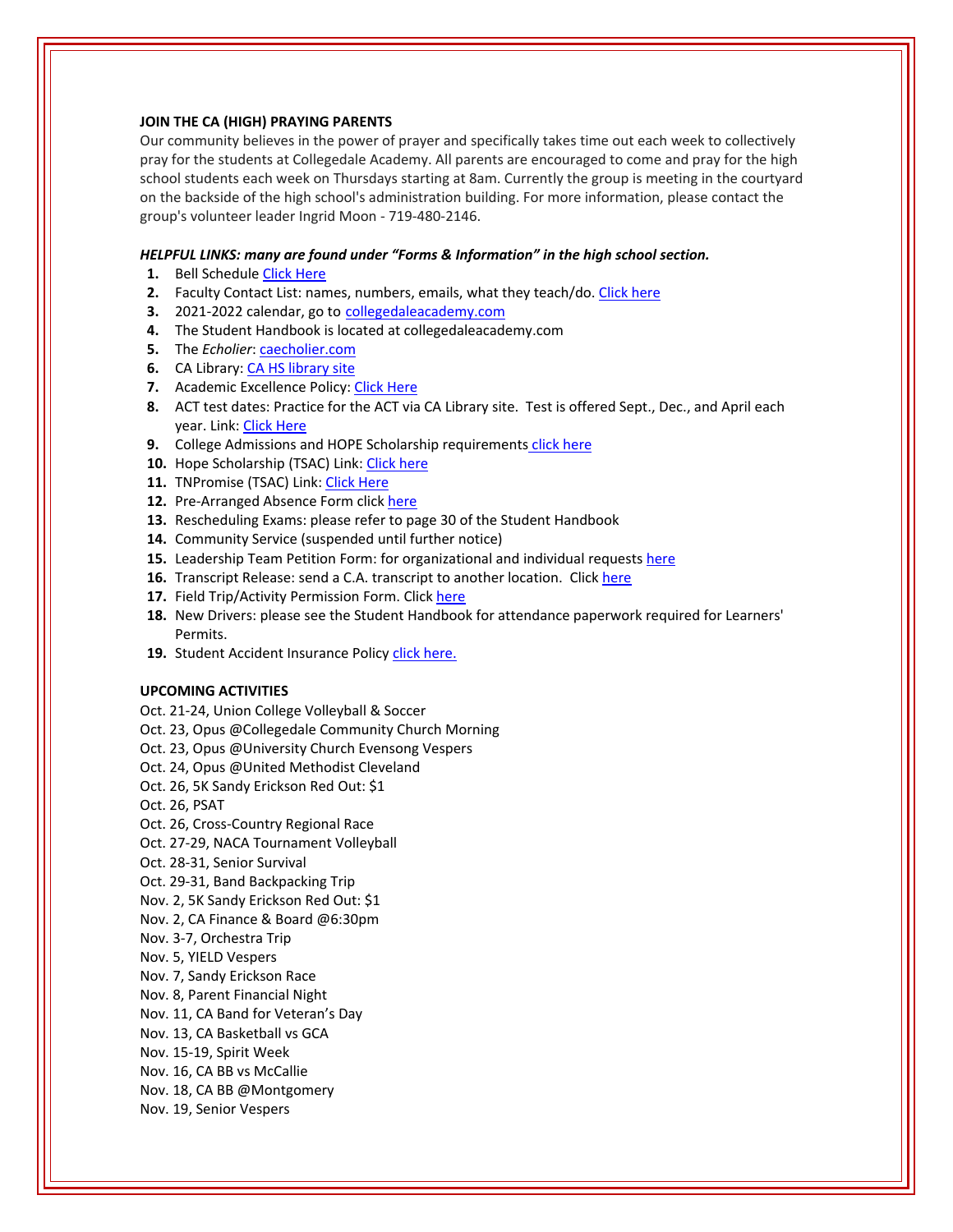**JOIN THE CA (HIGH) PRAYING PARENTS**

Our community believes in the power of prayer and specifically takes time out each week to collectively pray for the students at Collegedale Academy. All parents are encouraged to come and pray for the high school students each week on Thursdays starting at 8am. Currently the group is meeting in the courtyard on the backside of the high school's administration building. For more information, please contact the group's volunteer leader Ingrid Moon - 719-480-2146.

***HELPFUL LINKS: many are found under "Forms & Information" in the high school section.***

1. Bell Schedule Click Here
2. Faculty Contact List: names, numbers, emails, what they teach/do. Click here
3. 2021-2022 calendar, go to collegedaleacademy.com
4. The Student Handbook is located at collegedaleacademy.com
5. The *Echolier*: caecholier.com
6. CA Library: CA HS library site
7. Academic Excellence Policy: Click Here
8. ACT test dates: Practice for the ACT via CA Library site. Test is offered Sept., Dec., and April each year. Link: Click Here
9. College Admissions and HOPE Scholarship requirements click here
10. Hope Scholarship (TSAC) Link: Click here
11. TNPromise (TSAC) Link: Click Here
12. Pre-Arranged Absence Form click here
13. Rescheduling Exams: please refer to page 30 of the Student Handbook
14. Community Service (suspended until further notice)
15. Leadership Team Petition Form: for organizational and individual requests here
16. Transcript Release: send a C.A. transcript to another location. Click here
17. Field Trip/Activity Permission Form. Click here
18. New Drivers: please see the Student Handbook for attendance paperwork required for Learners' Permits.
19. Student Accident Insurance Policy click here.

**UPCOMING ACTIVITIES**

Oct. 21-24, Union College Volleyball & Soccer
Oct. 23, Opus @Collegedale Community Church Morning
Oct. 23, Opus @University Church Evensong Vespers
Oct. 24, Opus @United Methodist Cleveland
Oct. 26, 5K Sandy Erickson Red Out: $1
Oct. 26, PSAT
Oct. 26, Cross-Country Regional Race
Oct. 27-29, NACA Tournament Volleyball
Oct. 28-31, Senior Survival
Oct. 29-31, Band Backpacking Trip
Nov. 2, 5K Sandy Erickson Red Out: $1
Nov. 2, CA Finance & Board @6:30pm
Nov. 3-7, Orchestra Trip
Nov. 5, YIELD Vespers
Nov. 7, Sandy Erickson Race
Nov. 8, Parent Financial Night
Nov. 11, CA Band for Veteran's Day
Nov. 13, CA Basketball vs GCA
Nov. 15-19, Spirit Week
Nov. 16, CA BB vs McCallie
Nov. 18, CA BB @Montgomery
Nov. 19, Senior Vespers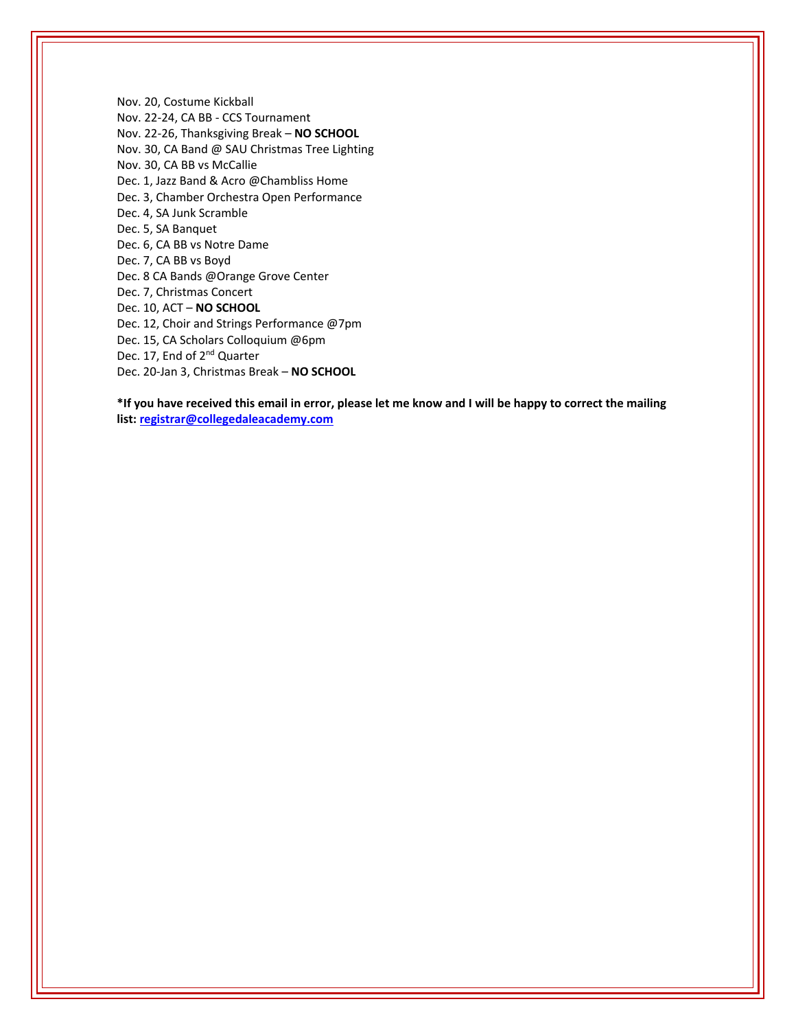Nov. 20, Costume Kickball
Nov. 22-24, CA BB - CCS Tournament
Nov. 22-26, Thanksgiving Break – **NO SCHOOL**
Nov. 30, CA Band @ SAU Christmas Tree Lighting
Nov. 30, CA BB vs McCallie
Dec. 1, Jazz Band & Acro @Chambliss Home
Dec. 3, Chamber Orchestra Open Performance
Dec. 4, SA Junk Scramble
Dec. 5, SA Banquet
Dec. 6, CA BB vs Notre Dame
Dec. 7, CA BB vs Boyd
Dec. 8 CA Bands @Orange Grove Center
Dec. 7, Christmas Concert
Dec. 10, ACT – **NO SCHOOL**
Dec. 12, Choir and Strings Performance @7pm
Dec. 15, CA Scholars Colloquium @6pm
Dec. 17, End of 2nd Quarter
Dec. 20-Jan 3, Christmas Break – **NO SCHOOL**

**\*If you have received this email in error, please let me know and I will be happy to correct the mailing list: [registrar@collegedaleacademy.com](mailto:registrar@collegedaleacademy.com)**